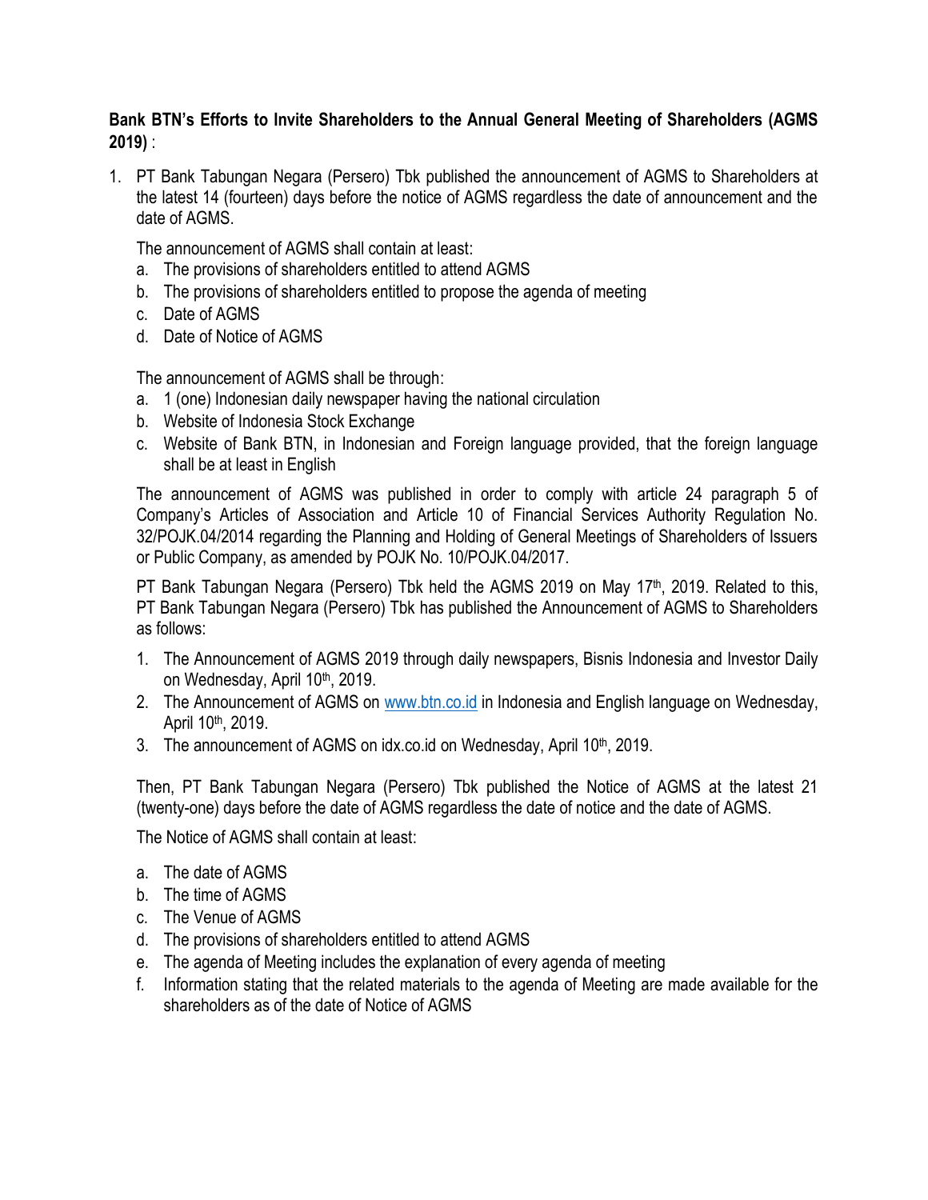**Bank BTN's Efforts to Invite Shareholders to the Annual General Meeting of Shareholders (AGMS 2019)** :

1. PT Bank Tabungan Negara (Persero) Tbk published the announcement of AGMS to Shareholders at the latest 14 (fourteen) days before the notice of AGMS regardless the date of announcement and the date of AGMS.

   The announcement of AGMS shall contain at least:
   a. The provisions of shareholders entitled to attend AGMS
   b. The provisions of shareholders entitled to propose the agenda of meeting
   c. Date of AGMS
   d. Date of Notice of AGMS

   The announcement of AGMS shall be through:
   a. 1 (one) Indonesian daily newspaper having the national circulation
   b. Website of Indonesia Stock Exchange
   c. Website of Bank BTN, in Indonesian and Foreign language provided, that the foreign language shall be at least in English

   The announcement of AGMS was published in order to comply with article 24 paragraph 5 of Company's Articles of Association and Article 10 of Financial Services Authority Regulation No. 32/POJK.04/2014 regarding the Planning and Holding of General Meetings of Shareholders of Issuers or Public Company, as amended by POJK No. 10/POJK.04/2017.

   PT Bank Tabungan Negara (Persero) Tbk held the AGMS 2019 on May 17th, 2019. Related to this, PT Bank Tabungan Negara (Persero) Tbk has published the Announcement of AGMS to Shareholders as follows:

   1. The Announcement of AGMS 2019 through daily newspapers, Bisnis Indonesia and Investor Daily on Wednesday, April 10th, 2019.
   2. The Announcement of AGMS on www.btn.co.id in Indonesia and English language on Wednesday, April 10th, 2019.
   3. The announcement of AGMS on idx.co.id on Wednesday, April 10th, 2019.

   Then, PT Bank Tabungan Negara (Persero) Tbk published the Notice of AGMS at the latest 21 (twenty-one) days before the date of AGMS regardless the date of notice and the date of AGMS.

   The Notice of AGMS shall contain at least:

   a. The date of AGMS
   b. The time of AGMS
   c. The Venue of AGMS
   d. The provisions of shareholders entitled to attend AGMS
   e. The agenda of Meeting includes the explanation of every agenda of meeting
   f. Information stating that the related materials to the agenda of Meeting are made available for the shareholders as of the date of Notice of AGMS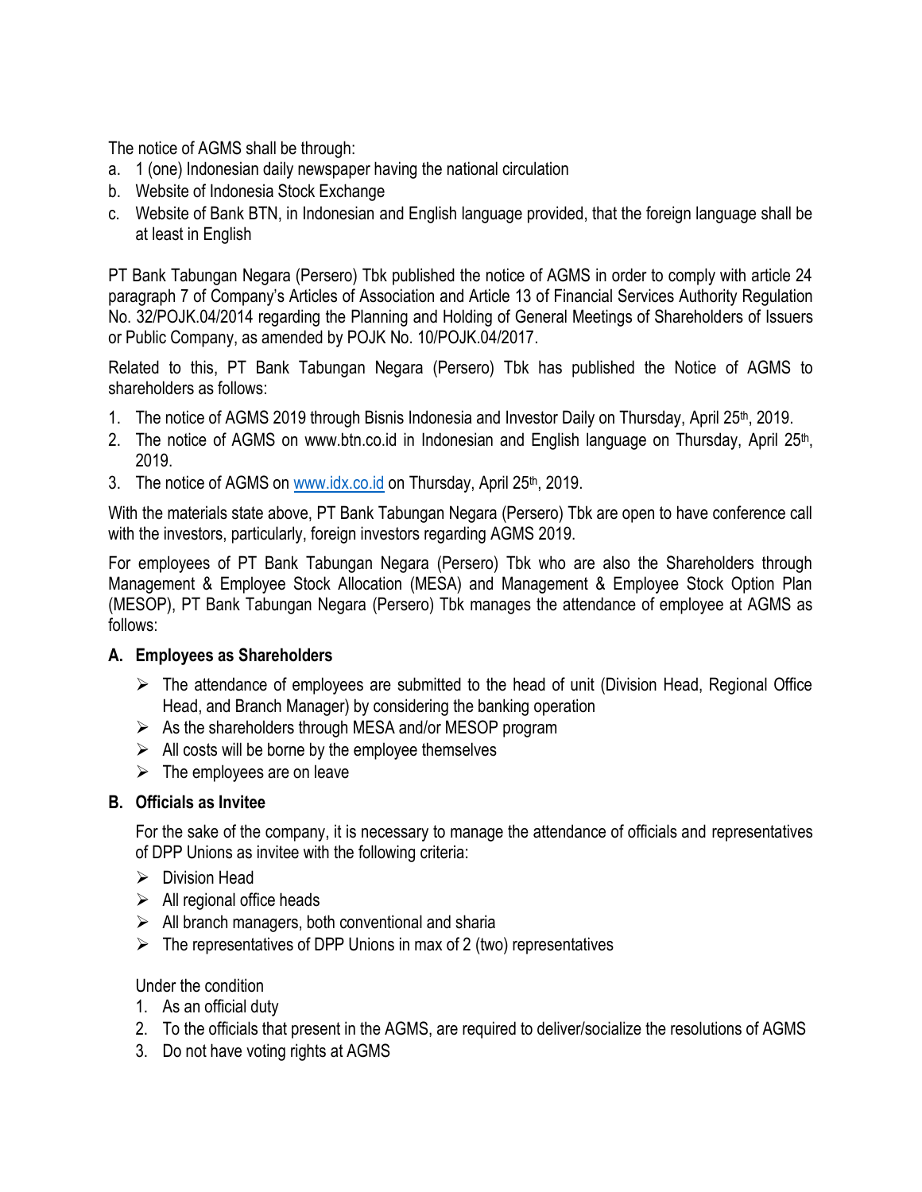The notice of AGMS shall be through:

a. 1 (one) Indonesian daily newspaper having the national circulation
b. Website of Indonesia Stock Exchange
c. Website of Bank BTN, in Indonesian and English language provided, that the foreign language shall be at least in English

PT Bank Tabungan Negara (Persero) Tbk published the notice of AGMS in order to comply with article 24 paragraph 7 of Company's Articles of Association and Article 13 of Financial Services Authority Regulation No. 32/POJK.04/2014 regarding the Planning and Holding of General Meetings of Shareholders of Issuers or Public Company, as amended by POJK No. 10/POJK.04/2017.

Related to this, PT Bank Tabungan Negara (Persero) Tbk has published the Notice of AGMS to shareholders as follows:

1. The notice of AGMS 2019 through Bisnis Indonesia and Investor Daily on Thursday, April 25th, 2019.
2. The notice of AGMS on www.btn.co.id in Indonesian and English language on Thursday, April 25th, 2019.
3. The notice of AGMS on www.idx.co.id on Thursday, April 25th, 2019.

With the materials state above, PT Bank Tabungan Negara (Persero) Tbk are open to have conference call with the investors, particularly, foreign investors regarding AGMS 2019.

For employees of PT Bank Tabungan Negara (Persero) Tbk who are also the Shareholders through Management & Employee Stock Allocation (MESA) and Management & Employee Stock Option Plan (MESOP), PT Bank Tabungan Negara (Persero) Tbk manages the attendance of employee at AGMS as follows:

**A. Employees as Shareholders**

- The attendance of employees are submitted to the head of unit (Division Head, Regional Office Head, and Branch Manager) by considering the banking operation
- As the shareholders through MESA and/or MESOP program
- All costs will be borne by the employee themselves
- The employees are on leave

**B. Officials as Invitee**

For the sake of the company, it is necessary to manage the attendance of officials and representatives of DPP Unions as invitee with the following criteria:

- Division Head
- All regional office heads
- All branch managers, both conventional and sharia
- The representatives of DPP Unions in max of 2 (two) representatives

Under the condition

1. As an official duty
2. To the officials that present in the AGMS, are required to deliver/socialize the resolutions of AGMS
3. Do not have voting rights at AGMS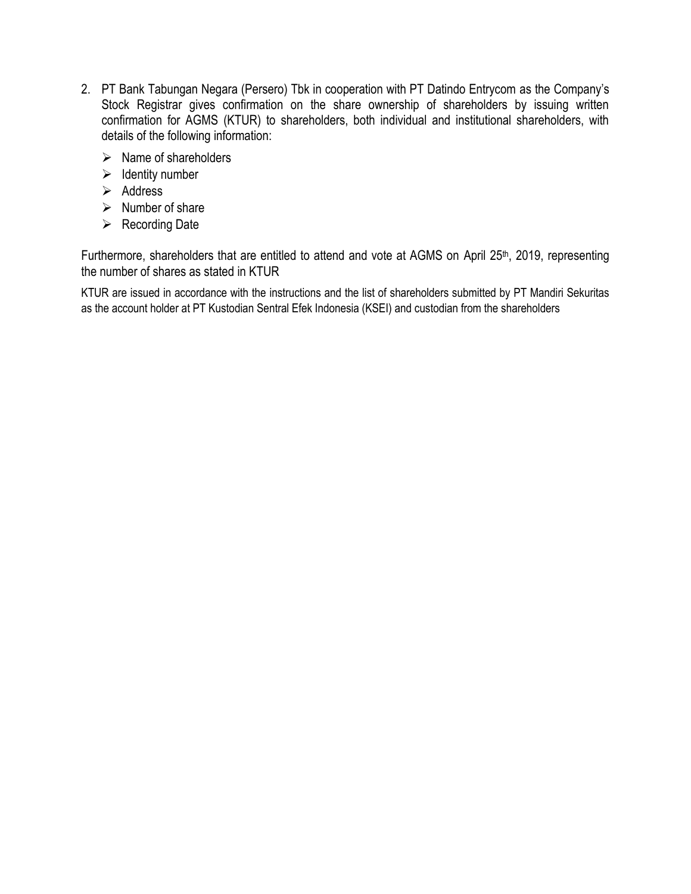2. PT Bank Tabungan Negara (Persero) Tbk in cooperation with PT Datindo Entrycom as the Company's Stock Registrar gives confirmation on the share ownership of shareholders by issuing written confirmation for AGMS (KTUR) to shareholders, both individual and institutional shareholders, with details of the following information:

   - Name of shareholders
   - Identity number
   - Address
   - Number of share
   - Recording Date

Furthermore, shareholders that are entitled to attend and vote at AGMS on April 25th, 2019, representing the number of shares as stated in KTUR

KTUR are issued in accordance with the instructions and the list of shareholders submitted by PT Mandiri Sekuritas as the account holder at PT Kustodian Sentral Efek Indonesia (KSEI) and custodian from the shareholders